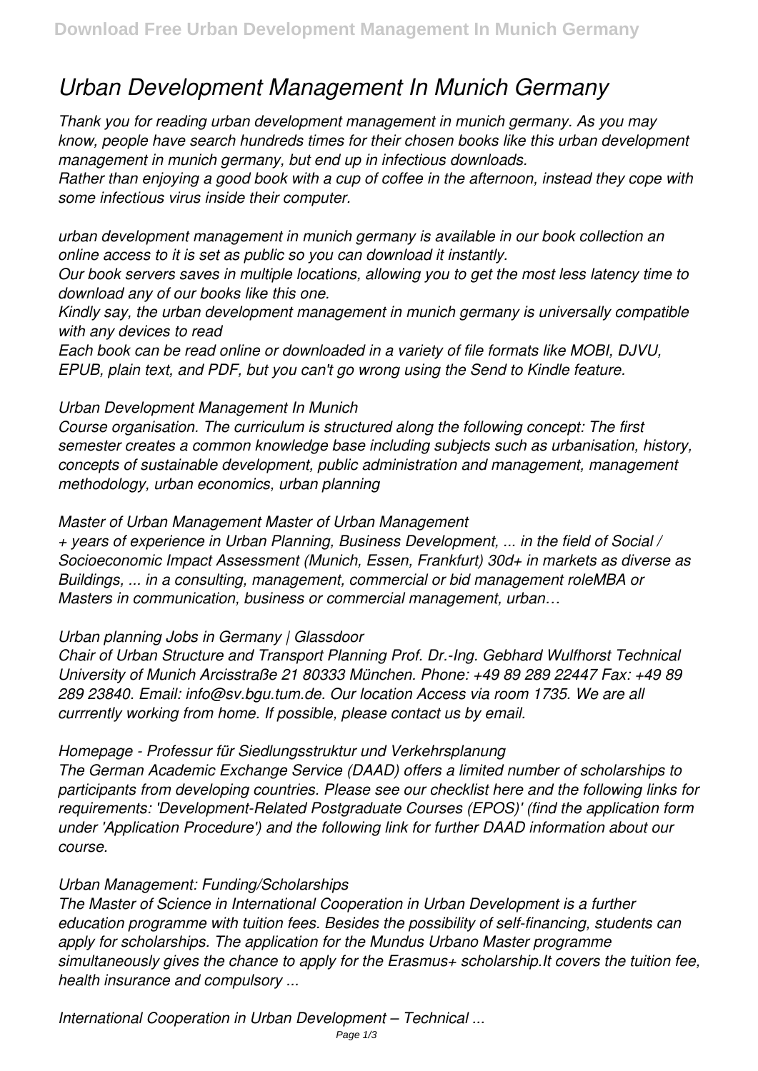# *Urban Development Management In Munich Germany*

*Thank you for reading urban development management in munich germany. As you may know, people have search hundreds times for their chosen books like this urban development management in munich germany, but end up in infectious downloads.*

*Rather than enjoying a good book with a cup of coffee in the afternoon, instead they cope with some infectious virus inside their computer.*

*urban development management in munich germany is available in our book collection an online access to it is set as public so you can download it instantly.*

*Our book servers saves in multiple locations, allowing you to get the most less latency time to download any of our books like this one.*

*Kindly say, the urban development management in munich germany is universally compatible with any devices to read*

*Each book can be read online or downloaded in a variety of file formats like MOBI, DJVU, EPUB, plain text, and PDF, but you can't go wrong using the Send to Kindle feature.*

### *Urban Development Management In Munich*

*Course organisation. The curriculum is structured along the following concept: The first semester creates a common knowledge base including subjects such as urbanisation, history, concepts of sustainable development, public administration and management, management methodology, urban economics, urban planning*

### *Master of Urban Management Master of Urban Management*

*+ years of experience in Urban Planning, Business Development, ... in the field of Social / Socioeconomic Impact Assessment (Munich, Essen, Frankfurt) 30d+ in markets as diverse as Buildings, ... in a consulting, management, commercial or bid management roleMBA or Masters in communication, business or commercial management, urban…*

### *Urban planning Jobs in Germany | Glassdoor*

*Chair of Urban Structure and Transport Planning Prof. Dr.-Ing. Gebhard Wulfhorst Technical University of Munich Arcisstraße 21 80333 München. Phone: +49 89 289 22447 Fax: +49 89 289 23840. Email: info@sv.bgu.tum.de. Our location Access via room 1735. We are all currrently working from home. If possible, please contact us by email.*

### *Homepage - Professur für Siedlungsstruktur und Verkehrsplanung*

*The German Academic Exchange Service (DAAD) offers a limited number of scholarships to participants from developing countries. Please see our checklist here and the following links for requirements: 'Development-Related Postgraduate Courses (EPOS)' (find the application form under 'Application Procedure') and the following link for further DAAD information about our course.*

### *Urban Management: Funding/Scholarships*

*The Master of Science in International Cooperation in Urban Development is a further education programme with tuition fees. Besides the possibility of self-financing, students can apply for scholarships. The application for the Mundus Urbano Master programme simultaneously gives the chance to apply for the Erasmus+ scholarship.It covers the tuition fee, health insurance and compulsory ...*

### *International Cooperation in Urban Development – Technical ...*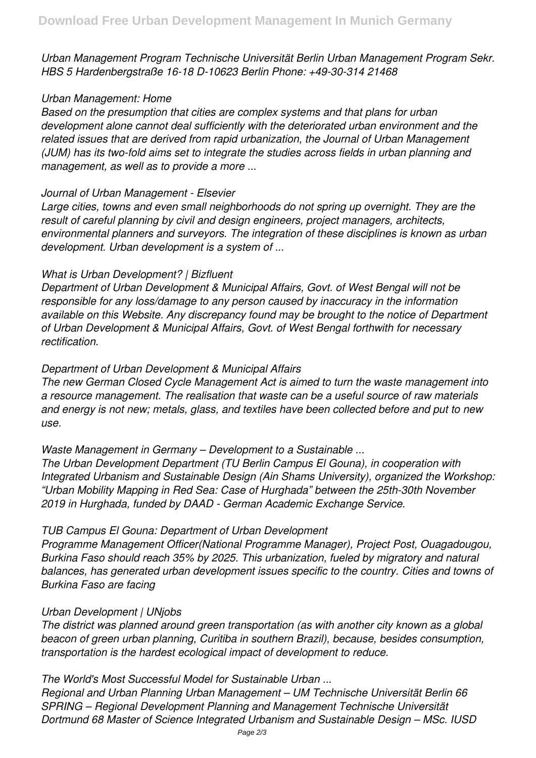*Urban Management Program Technische Universität Berlin Urban Management Program Sekr. HBS 5 Hardenbergstraße 16-18 D-10623 Berlin Phone: +49-30-314 21468*

*Urban Management: Home*

*Based on the presumption that cities are complex systems and that plans for urban development alone cannot deal sufficiently with the deteriorated urban environment and the related issues that are derived from rapid urbanization, the Journal of Urban Management (JUM) has its two-fold aims set to integrate the studies across fields in urban planning and management, as well as to provide a more ...*

*Journal of Urban Management - Elsevier*

*Large cities, towns and even small neighborhoods do not spring up overnight. They are the result of careful planning by civil and design engineers, project managers, architects, environmental planners and surveyors. The integration of these disciplines is known as urban development. Urban development is a system of ...*

*What is Urban Development? | Bizfluent*

*Department of Urban Development & Municipal Affairs, Govt. of West Bengal will not be responsible for any loss/damage to any person caused by inaccuracy in the information available on this Website. Any discrepancy found may be brought to the notice of Department of Urban Development & Municipal Affairs, Govt. of West Bengal forthwith for necessary rectification.*

*Department of Urban Development & Municipal Affairs*

*The new German Closed Cycle Management Act is aimed to turn the waste management into a resource management. The realisation that waste can be a useful source of raw materials and energy is not new; metals, glass, and textiles have been collected before and put to new use.*

*Waste Management in Germany – Development to a Sustainable ...*

*The Urban Development Department (TU Berlin Campus El Gouna), in cooperation with Integrated Urbanism and Sustainable Design (Ain Shams University), organized the Workshop: "Urban Mobility Mapping in Red Sea: Case of Hurghada" between the 25th-30th November 2019 in Hurghada, funded by DAAD - German Academic Exchange Service.*

*TUB Campus El Gouna: Department of Urban Development*

*Programme Management Officer(National Programme Manager), Project Post, Ouagadougou, Burkina Faso should reach 35% by 2025. This urbanization, fueled by migratory and natural balances, has generated urban development issues specific to the country. Cities and towns of Burkina Faso are facing*

*Urban Development | UNjobs*

*The district was planned around green transportation (as with another city known as a global beacon of green urban planning, Curitiba in southern Brazil), because, besides consumption, transportation is the hardest ecological impact of development to reduce.*

*The World's Most Successful Model for Sustainable Urban ...*

*Regional and Urban Planning Urban Management – UM Technische Universität Berlin 66 SPRING – Regional Development Planning and Management Technische Universität Dortmund 68 Master of Science Integrated Urbanism and Sustainable Design – MSc. IUSD*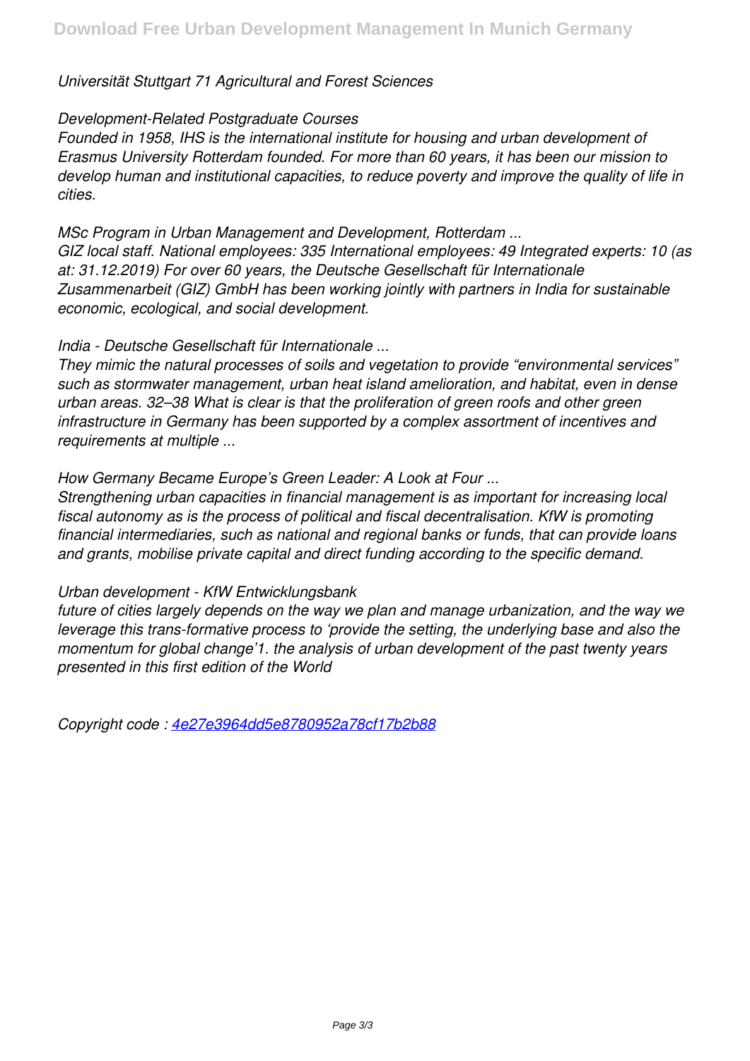*Universität Stuttgart 71 Agricultural and Forest Sciences*

*Development-Related Postgraduate Courses*

*Founded in 1958, IHS is the international institute for housing and urban development of Erasmus University Rotterdam founded. For more than 60 years, it has been our mission to develop human and institutional capacities, to reduce poverty and improve the quality of life in cities.*

*MSc Program in Urban Management and Development, Rotterdam ...*

*GIZ local staff. National employees: 335 International employees: 49 Integrated experts: 10 (as at: 31.12.2019) For over 60 years, the Deutsche Gesellschaft für Internationale Zusammenarbeit (GIZ) GmbH has been working jointly with partners in India for sustainable economic, ecological, and social development.*

*India - Deutsche Gesellschaft für Internationale ...*

*They mimic the natural processes of soils and vegetation to provide "environmental services" such as stormwater management, urban heat island amelioration, and habitat, even in dense urban areas. 32–38 What is clear is that the proliferation of green roofs and other green infrastructure in Germany has been supported by a complex assortment of incentives and requirements at multiple ...*

*How Germany Became Europe's Green Leader: A Look at Four ...*

*Strengthening urban capacities in financial management is as important for increasing local fiscal autonomy as is the process of political and fiscal decentralisation. KfW is promoting financial intermediaries, such as national and regional banks or funds, that can provide loans and grants, mobilise private capital and direct funding according to the specific demand.*

*Urban development - KfW Entwicklungsbank*

*future of cities largely depends on the way we plan and manage urbanization, and the way we leverage this trans-formative process to 'provide the setting, the underlying base and also the momentum for global change'1. the analysis of urban development of the past twenty years presented in this first edition of the World*

*Copyright code : 4e27e3964dd5e8780952a78cf17b2b88*